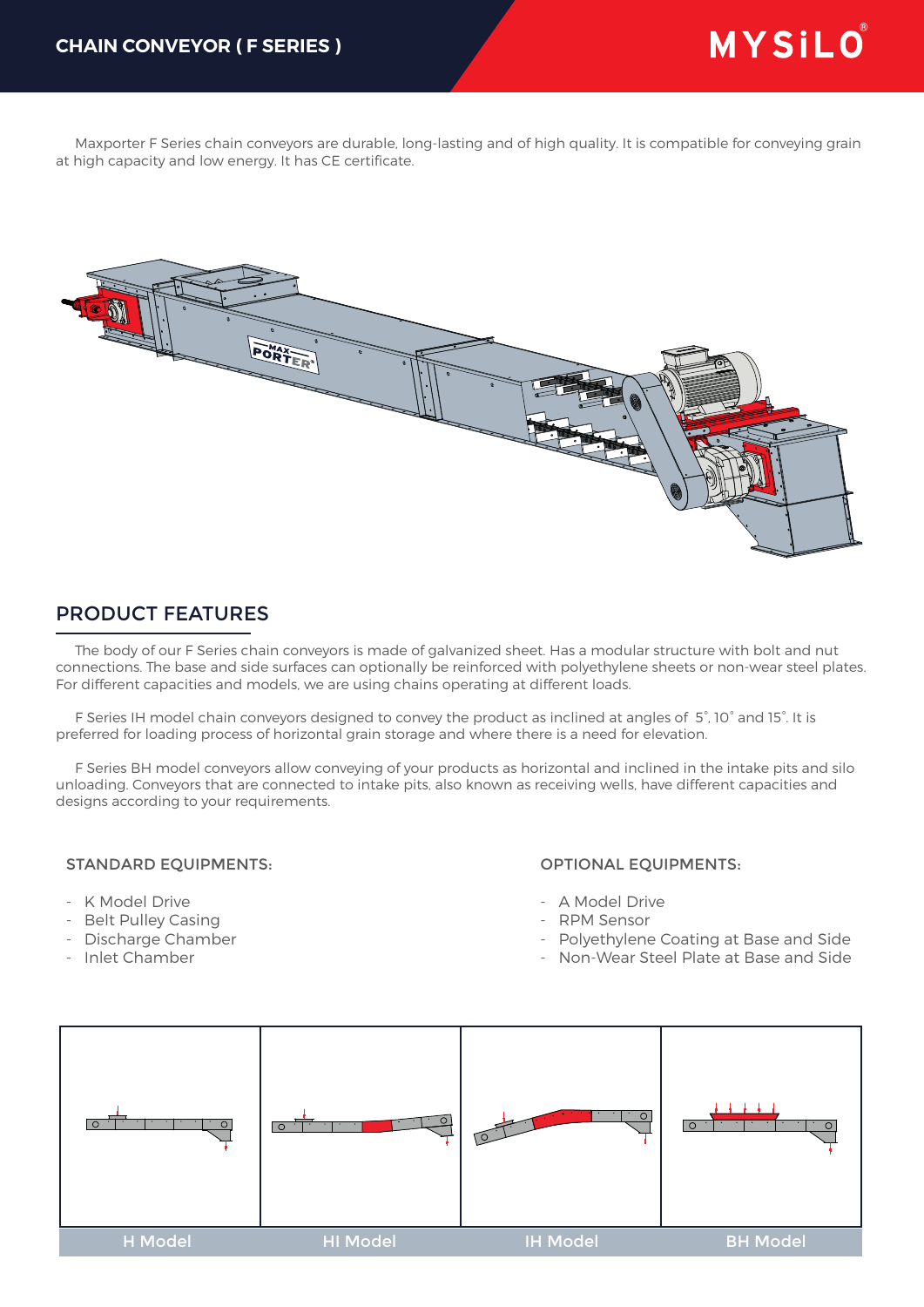# CHAIN CONVEYOR ( F SERIES )

Maxporter F Series chain conveyors are durable, long-lasting and of high quality. It is compatible for conveying grain at high capacity and low energy. It has CE certificate.

## PRODUCT FEATURES

The body of our F Series chain conveyors is made of galvanized sheet. Has a modular structure with bolt and nut connections. The base and side surfaces can optionally be reinforced with polyethylene sheets or non-wear steel plates. For different capacities and models, we are using chains operating at different loads.

F Series IH model chain conveyors designed to convey the product as inclined at angles of 5˚, 10˚ and 15˚. It is preferred for loading process of horizontal grain storage and where there is a need for elevation.

F Series BH model conveyors allow conveying of your products as horizontal and inclined in the intake pits and silo unloading. Conveyors that are connected to intake pits, also known as receiving wells, have different capacities and designs according to your requirements.

### STANDARD EQUIPMENTS:

- K Model Drive
- Belt Pulley Casing
- Discharge Chamber
- Inlet Chamber

### OPTIONAL EQUIPMENTS:

- A Model Drive
- RPM Sensor
- Polyethylene Coating at Base and Side
- Non-Wear Steel Plate at Base and Side

| H Model | HI Model | IH Model | BH Model |
|---|---|---|---|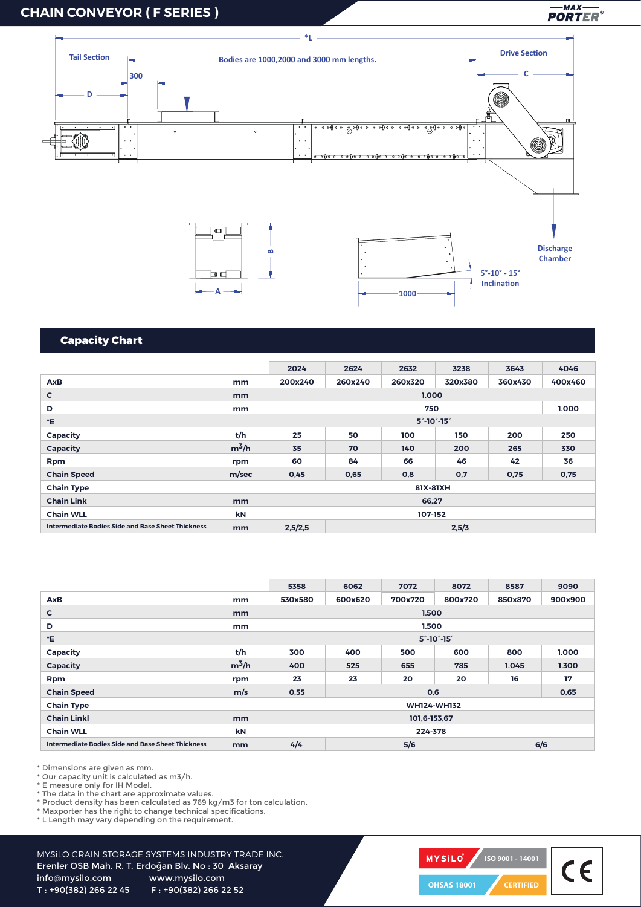# CHAIN CONVEYOR ( F SERIES )

*L

Tail Section

Bodies are 1000,2000 and 3000 mm lengths.

Drive Section

300

C

D

A

B

1000

5°-10° - 15° Inclination

Discharge Chamber

## Capacity Chart

| | | 2024 | 2624 | 2632 | 3238 | 3643 | 4046 |
|---|---|---|---|---|---|---|---|
| AxB | mm | 200x240 | 260x240 | 260x320 | 320x380 | 360x430 | 400x460 |
| C | mm | 1.000 | | | | | |
| D | mm | 750 | | | | | 1.000 |
| *E | | 5˚-10˚-15˚ | | | | | |
| Capacity | t/h | 25 | 50 | 100 | 150 | 200 | 250 |
| Capacity | $m^3/h$ | 35 | 70 | 140 | 200 | 265 | 330 |
| Rpm | rpm | 60 | 84 | 66 | 46 | 42 | 36 |
| Chain Speed | m/sec | 0,45 | 0,65 | 0,8 | 0,7 | 0,75 | 0,75 |
| Chain Type | | 81X-81XH | | | | | |
| Chain Link | mm | 66,27 | | | | | |
| Chain WLL | kN | 107-152 | | | | | |
| Intermediate Bodies Side and Base Sheet Thickness | mm | 2,5/2,5 | 2,5/3 | | | | |

| | | 5358 | 6062 | 7072 | 8072 | 8587 | 9090 |
|---|---|---|---|---|---|---|---|
| AxB | mm | 530x580 | 600x620 | 700x720 | 800x720 | 850x870 | 900x900 |
| C | mm | 1.500 | | | | | |
| D | mm | 1.500 | | | | | |
| *E | | 5˚-10˚-15˚ | | | | | |
| Capacity | t/h | 300 | 400 | 500 | 600 | 800 | 1.000 |
| Capacity | $m^3/h$ | 400 | 525 | 655 | 785 | 1.045 | 1.300 |
| Rpm | rpm | 23 | 23 | 20 | 20 | 16 | 17 |
| Chain Speed | m/s | 0,55 | 0,6 | | | | 0,65 |
| Chain Type | | WH124-WH132 | | | | | |
| Chain Linkl | mm | 101,6-153,67 | | | | | |
| Chain WLL | kN | 224-378 | | | | | |
| Intermediate Bodies Side and Base Sheet Thickness | mm | 4/4 | 5/6 | | | 6/6 | |

* Dimensions are given as mm.
* Our capacity unit is calculated as m3/h.
* E measure only for IH Model.
* The data in the chart are approximate values.
* Product density has been calculated as 769 kg/m3 for ton calculation.
* Maxporter has the right to change technical specifications.
* L Length may vary depending on the requirement.

MYSiLO GRAIN STORAGE SYSTEMS INDUSTRY TRADE INC.
Erenler OSB Mah. R. T. Erdoğan Blv. No : 30 Aksaray
info@mysilo.com www.mysilo.com
T : +90(382) 266 22 45 F : +90(382) 266 22 52

MYSiLO ISO 9001 - 14001 OHSAS 18001 CERTIFIED